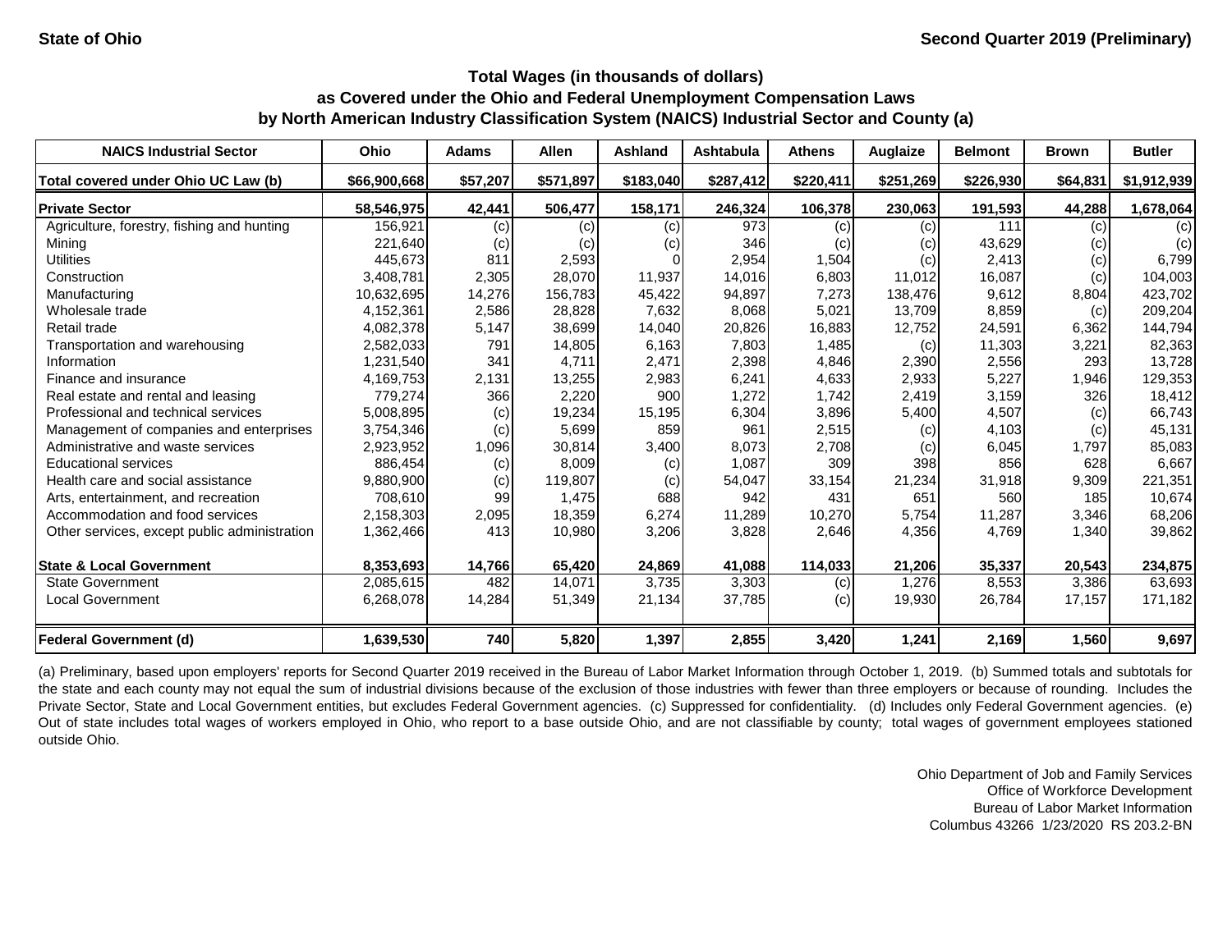State of Ohio

Second Quarter 2019 (Preliminary)

## Total Wages (in thousands of dollars)
## as Covered under the Ohio and Federal Unemployment Compensation Laws
## by North American Industry Classification System (NAICS) Industrial Sector and County (a)

| NAICS Industrial Sector | Ohio | Adams | Allen | Ashland | Ashtabula | Athens | Auglaize | Belmont | Brown | Butler |
|---|---|---|---|---|---|---|---|---|---|---|
| **Total covered under Ohio UC Law (b)** | **$66,900,668** | **$57,207** | **$571,897** | **$183,040** | **$287,412** | **$220,411** | **$251,269** | **$226,930** | **$64,831** | **$1,912,939** |
| **Private Sector** | **58,546,975** | **42,441** | **506,477** | **158,171** | **246,324** | **106,378** | **230,063** | **191,593** | **44,288** | **1,678,064** |
| Agriculture, forestry, fishing and hunting | 156,921 | (c) | (c) | (c) | 973 | (c) | (c) | 111 | (c) | (c) |
| Mining | 221,640 | (c) | (c) | (c) | 346 | (c) | (c) | 43,629 | (c) | (c) |
| Utilities | 445,673 | 811 | 2,593 | 0 | 2,954 | 1,504 | (c) | 2,413 | (c) | 6,799 |
| Construction | 3,408,781 | 2,305 | 28,070 | 11,937 | 14,016 | 6,803 | 11,012 | 16,087 | (c) | 104,003 |
| Manufacturing | 10,632,695 | 14,276 | 156,783 | 45,422 | 94,897 | 7,273 | 138,476 | 9,612 | 8,804 | 423,702 |
| Wholesale trade | 4,152,361 | 2,586 | 28,828 | 7,632 | 8,068 | 5,021 | 13,709 | 8,859 | (c) | 209,204 |
| Retail trade | 4,082,378 | 5,147 | 38,699 | 14,040 | 20,826 | 16,883 | 12,752 | 24,591 | 6,362 | 144,794 |
| Transportation and warehousing | 2,582,033 | 791 | 14,805 | 6,163 | 7,803 | 1,485 | (c) | 11,303 | 3,221 | 82,363 |
| Information | 1,231,540 | 341 | 4,711 | 2,471 | 2,398 | 4,846 | 2,390 | 2,556 | 293 | 13,728 |
| Finance and insurance | 4,169,753 | 2,131 | 13,255 | 2,983 | 6,241 | 4,633 | 2,933 | 5,227 | 1,946 | 129,353 |
| Real estate and rental and leasing | 779,274 | 366 | 2,220 | 900 | 1,272 | 1,742 | 2,419 | 3,159 | 326 | 18,412 |
| Professional and technical services | 5,008,895 | (c) | 19,234 | 15,195 | 6,304 | 3,896 | 5,400 | 4,507 | (c) | 66,743 |
| Management of companies and enterprises | 3,754,346 | (c) | 5,699 | 859 | 961 | 2,515 | (c) | 4,103 | (c) | 45,131 |
| Administrative and waste services | 2,923,952 | 1,096 | 30,814 | 3,400 | 8,073 | 2,708 | (c) | 6,045 | 1,797 | 85,083 |
| Educational services | 886,454 | (c) | 8,009 | (c) | 1,087 | 309 | 398 | 856 | 628 | 6,667 |
| Health care and social assistance | 9,880,900 | (c) | 119,807 | (c) | 54,047 | 33,154 | 21,234 | 31,918 | 9,309 | 221,351 |
| Arts, entertainment, and recreation | 708,610 | 99 | 1,475 | 688 | 942 | 431 | 651 | 560 | 185 | 10,674 |
| Accommodation and food services | 2,158,303 | 2,095 | 18,359 | 6,274 | 11,289 | 10,270 | 5,754 | 11,287 | 3,346 | 68,206 |
| Other services, except public administration | 1,362,466 | 413 | 10,980 | 3,206 | 3,828 | 2,646 | 4,356 | 4,769 | 1,340 | 39,862 |
| **State & Local Government** | **8,353,693** | **14,766** | **65,420** | **24,869** | **41,088** | **114,033** | **21,206** | **35,337** | **20,543** | **234,875** |
| State Government | 2,085,615 | 482 | 14,071 | 3,735 | 3,303 | (c) | 1,276 | 8,553 | 3,386 | 63,693 |
| Local Government | 6,268,078 | 14,284 | 51,349 | 21,134 | 37,785 | (c) | 19,930 | 26,784 | 17,157 | 171,182 |
| **Federal Government (d)** | **1,639,530** | **740** | **5,820** | **1,397** | **2,855** | **3,420** | **1,241** | **2,169** | **1,560** | **9,697** |

(a) Preliminary, based upon employers' reports for Second Quarter 2019 received in the Bureau of Labor Market Information through October 1, 2019. (b) Summed totals and subtotals for the state and each county may not equal the sum of industrial divisions because of the exclusion of those industries with fewer than three employers or because of rounding. Includes the Private Sector, State and Local Government entities, but excludes Federal Government agencies. (c) Suppressed for confidentiality. (d) Includes only Federal Government agencies. (e) Out of state includes total wages of workers employed in Ohio, who report to a base outside Ohio, and are not classifiable by county; total wages of government employees stationed outside Ohio.

Ohio Department of Job and Family Services
Office of Workforce Development
Bureau of Labor Market Information
Columbus 43266 1/23/2020 RS 203.2-BN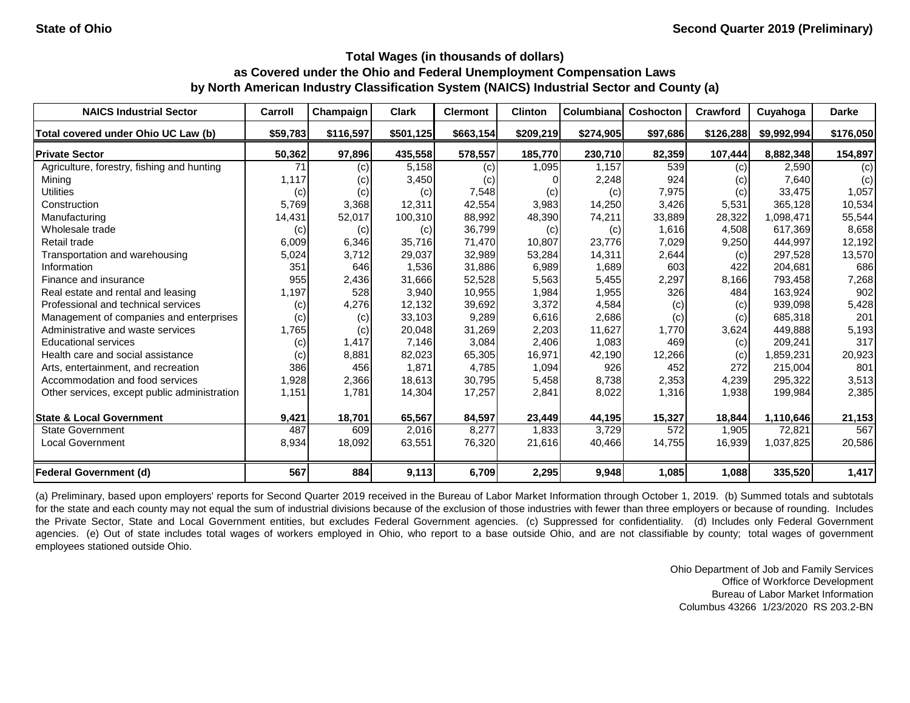State of Ohio

Second Quarter 2019 (Preliminary)

## Total Wages (in thousands of dollars) as Covered under the Ohio and Federal Unemployment Compensation Laws by North American Industry Classification System (NAICS) Industrial Sector and County (a)

| NAICS Industrial Sector | Carroll | Champaign | Clark | Clermont | Clinton | Columbiana | Coshocton | Crawford | Cuyahoga | Darke |
|---|---|---|---|---|---|---|---|---|---|---|
| Total covered under Ohio UC Law (b) | $59,783 | $116,597 | $501,125 | $663,154 | $209,219 | $274,905 | $97,686 | $126,288 | $9,992,994 | $176,050 |
| **Private Sector** | **50,362** | **97,896** | **435,558** | **578,557** | **185,770** | **230,710** | **82,359** | **107,444** | **8,882,348** | **154,897** |
| Agriculture, forestry, fishing and hunting | 71 | (c) | 5,158 | (c) | 1,095 | 1,157 | 539 | (c) | 2,590 | (c) |
| Mining | 1,117 | (c) | 3,450 | (c) | 0 | 2,248 | 924 | (c) | 7,640 | (c) |
| Utilities | (c) | (c) | (c) | 7,548 | (c) | (c) | 7,975 | (c) | 33,475 | 1,057 |
| Construction | 5,769 | 3,368 | 12,311 | 42,554 | 3,983 | 14,250 | 3,426 | 5,531 | 365,128 | 10,534 |
| Manufacturing | 14,431 | 52,017 | 100,310 | 88,992 | 48,390 | 74,211 | 33,889 | 28,322 | 1,098,471 | 55,544 |
| Wholesale trade | (c) | (c) | (c) | 36,799 | (c) | (c) | 1,616 | 4,508 | 617,369 | 8,658 |
| Retail trade | 6,009 | 6,346 | 35,716 | 71,470 | 10,807 | 23,776 | 7,029 | 9,250 | 444,997 | 12,192 |
| Transportation and warehousing | 5,024 | 3,712 | 29,037 | 32,989 | 53,284 | 14,311 | 2,644 | (c) | 297,528 | 13,570 |
| Information | 351 | 646 | 1,536 | 31,886 | 6,989 | 1,689 | 603 | 422 | 204,681 | 686 |
| Finance and insurance | 955 | 2,436 | 31,666 | 52,528 | 5,563 | 5,455 | 2,297 | 8,166 | 793,458 | 7,268 |
| Real estate and rental and leasing | 1,197 | 528 | 3,940 | 10,955 | 1,984 | 1,955 | 326 | 484 | 163,924 | 902 |
| Professional and technical services | (c) | 4,276 | 12,132 | 39,692 | 3,372 | 4,584 | (c) | (c) | 939,098 | 5,428 |
| Management of companies and enterprises | (c) | (c) | 33,103 | 9,289 | 6,616 | 2,686 | (c) | (c) | 685,318 | 201 |
| Administrative and waste services | 1,765 | (c) | 20,048 | 31,269 | 2,203 | 11,627 | 1,770 | 3,624 | 449,888 | 5,193 |
| Educational services | (c) | 1,417 | 7,146 | 3,084 | 2,406 | 1,083 | 469 | (c) | 209,241 | 317 |
| Health care and social assistance | (c) | 8,881 | 82,023 | 65,305 | 16,971 | 42,190 | 12,266 | (c) | 1,859,231 | 20,923 |
| Arts, entertainment, and recreation | 386 | 456 | 1,871 | 4,785 | 1,094 | 926 | 452 | 272 | 215,004 | 801 |
| Accommodation and food services | 1,928 | 2,366 | 18,613 | 30,795 | 5,458 | 8,738 | 2,353 | 4,239 | 295,322 | 3,513 |
| Other services, except public administration | 1,151 | 1,781 | 14,304 | 17,257 | 2,841 | 8,022 | 1,316 | 1,938 | 199,984 | 2,385 |
| **State & Local Government** | **9,421** | **18,701** | **65,567** | **84,597** | **23,449** | **44,195** | **15,327** | **18,844** | **1,110,646** | **21,153** |
| State Government | 487 | 609 | 2,016 | 8,277 | 1,833 | 3,729 | 572 | 1,905 | 72,821 | 567 |
| Local Government | 8,934 | 18,092 | 63,551 | 76,320 | 21,616 | 40,466 | 14,755 | 16,939 | 1,037,825 | 20,586 |
| **Federal Government (d)** | **567** | **884** | **9,113** | **6,709** | **2,295** | **9,948** | **1,085** | **1,088** | **335,520** | **1,417** |

(a) Preliminary, based upon employers' reports for Second Quarter 2019 received in the Bureau of Labor Market Information through October 1, 2019. (b) Summed totals and subtotals for the state and each county may not equal the sum of industrial divisions because of the exclusion of those industries with fewer than three employers or because of rounding. Includes the Private Sector, State and Local Government entities, but excludes Federal Government agencies. (c) Suppressed for confidentiality. (d) Includes only Federal Government agencies. (e) Out of state includes total wages of workers employed in Ohio, who report to a base outside Ohio, and are not classifiable by county; total wages of government employees stationed outside Ohio.

Ohio Department of Job and Family Services
Office of Workforce Development
Bureau of Labor Market Information
Columbus 43266 1/23/2020 RS 203.2-BN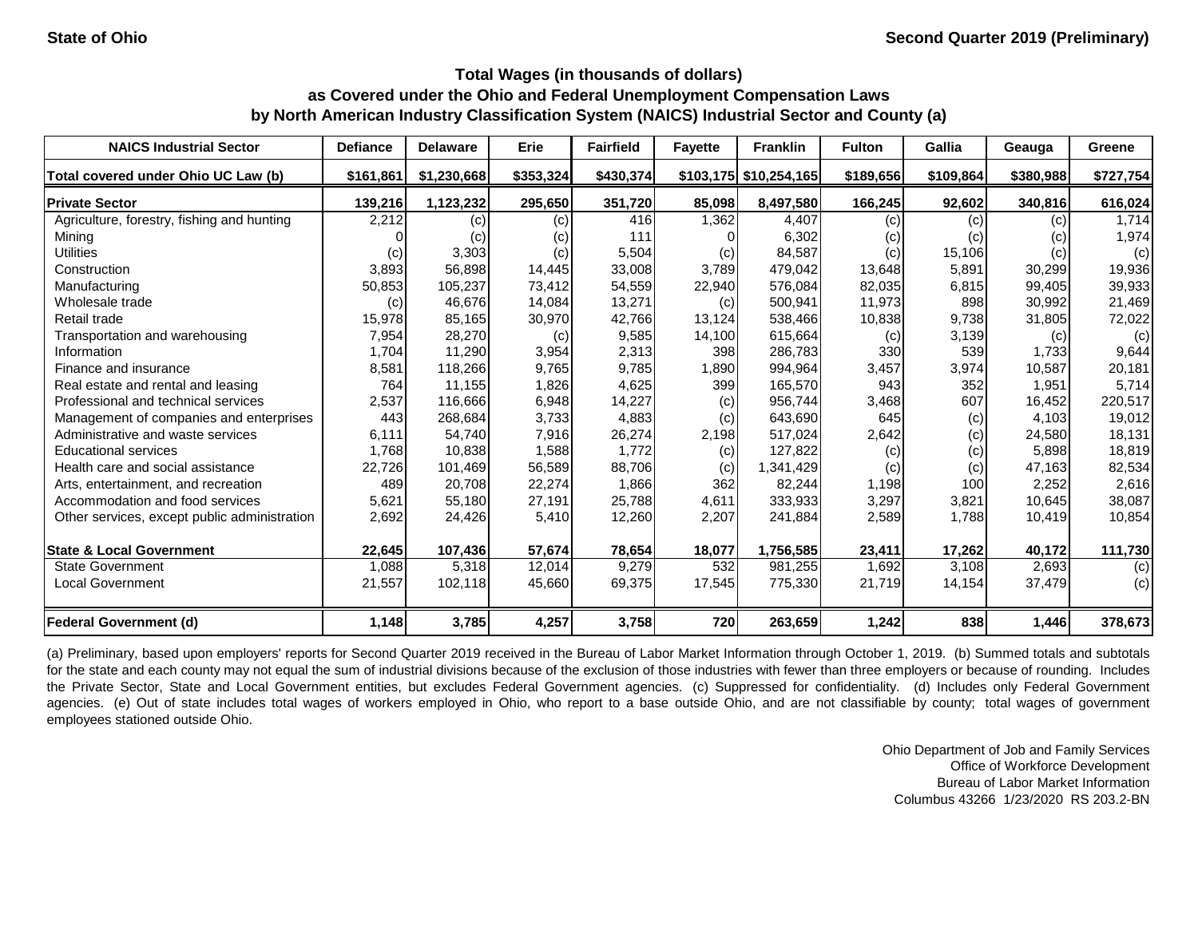**State of Ohio** | **Second Quarter 2019 (Preliminary)**

### Total Wages (in thousands of dollars)
### as Covered under the Ohio and Federal Unemployment Compensation Laws
### by North American Industry Classification System (NAICS) Industrial Sector and County (a)

| NAICS Industrial Sector | Defiance | Delaware | Erie | Fairfield | Fayette | Franklin | Fulton | Gallia | Geauga | Greene |
|---|---|---|---|---|---|---|---|---|---|---|
| Total covered under Ohio UC Law (b) | $161,861 | $1,230,668 | $353,324 | $430,374 | $103,175 | $10,254,165 | $189,656 | $109,864 | $380,988 | $727,754 |
| **Private Sector** | **139,216** | **1,123,232** | **295,650** | **351,720** | **85,098** | **8,497,580** | **166,245** | **92,602** | **340,816** | **616,024** |
| Agriculture, forestry, fishing and hunting | 2,212 | (c) | (c) | 416 | 1,362 | 4,407 | (c) | (c) | (c) | 1,714 |
| Mining | 0 | (c) | (c) | 111 | 0 | 6,302 | (c) | (c) | (c) | 1,974 |
| Utilities | (c) | 3,303 | (c) | 5,504 | (c) | 84,587 | (c) | 15,106 | (c) | (c) |
| Construction | 3,893 | 56,898 | 14,445 | 33,008 | 3,789 | 479,042 | 13,648 | 5,891 | 30,299 | 19,936 |
| Manufacturing | 50,853 | 105,237 | 73,412 | 54,559 | 22,940 | 576,084 | 82,035 | 6,815 | 99,405 | 39,933 |
| Wholesale trade | (c) | 46,676 | 14,084 | 13,271 | (c) | 500,941 | 11,973 | 898 | 30,992 | 21,469 |
| Retail trade | 15,978 | 85,165 | 30,970 | 42,766 | 13,124 | 538,466 | 10,838 | 9,738 | 31,805 | 72,022 |
| Transportation and warehousing | 7,954 | 28,270 | (c) | 9,585 | 14,100 | 615,664 | (c) | 3,139 | (c) | (c) |
| Information | 1,704 | 11,290 | 3,954 | 2,313 | 398 | 286,783 | 330 | 539 | 1,733 | 9,644 |
| Finance and insurance | 8,581 | 118,266 | 9,765 | 9,785 | 1,890 | 994,964 | 3,457 | 3,974 | 10,587 | 20,181 |
| Real estate and rental and leasing | 764 | 11,155 | 1,826 | 4,625 | 399 | 165,570 | 943 | 352 | 1,951 | 5,714 |
| Professional and technical services | 2,537 | 116,666 | 6,948 | 14,227 | (c) | 956,744 | 3,468 | 607 | 16,452 | 220,517 |
| Management of companies and enterprises | 443 | 268,684 | 3,733 | 4,883 | (c) | 643,690 | 645 | (c) | 4,103 | 19,012 |
| Administrative and waste services | 6,111 | 54,740 | 7,916 | 26,274 | 2,198 | 517,024 | 2,642 | (c) | 24,580 | 18,131 |
| Educational services | 1,768 | 10,838 | 1,588 | 1,772 | (c) | 127,822 | (c) | (c) | 5,898 | 18,819 |
| Health care and social assistance | 22,726 | 101,469 | 56,589 | 88,706 | (c) | 1,341,429 | (c) | (c) | 47,163 | 82,534 |
| Arts, entertainment, and recreation | 489 | 20,708 | 22,274 | 1,866 | 362 | 82,244 | 1,198 | 100 | 2,252 | 2,616 |
| Accommodation and food services | 5,621 | 55,180 | 27,191 | 25,788 | 4,611 | 333,933 | 3,297 | 3,821 | 10,645 | 38,087 |
| Other services, except public administration | 2,692 | 24,426 | 5,410 | 12,260 | 2,207 | 241,884 | 2,589 | 1,788 | 10,419 | 10,854 |
| **State & Local Government** | **22,645** | **107,436** | **57,674** | **78,654** | **18,077** | **1,756,585** | **23,411** | **17,262** | **40,172** | **111,730** |
| State Government | 1,088 | 5,318 | 12,014 | 9,279 | 532 | 981,255 | 1,692 | 3,108 | 2,693 | (c) |
| Local Government | 21,557 | 102,118 | 45,660 | 69,375 | 17,545 | 775,330 | 21,719 | 14,154 | 37,479 | (c) |
| **Federal Government (d)** | **1,148** | **3,785** | **4,257** | **3,758** | **720** | **263,659** | **1,242** | **838** | **1,446** | **378,673** |

(a) Preliminary, based upon employers' reports for Second Quarter 2019 received in the Bureau of Labor Market Information through October 1, 2019. (b) Summed totals and subtotals for the state and each county may not equal the sum of industrial divisions because of the exclusion of those industries with fewer than three employers or because of rounding. Includes the Private Sector, State and Local Government entities, but excludes Federal Government agencies. (c) Suppressed for confidentiality. (d) Includes only Federal Government agencies. (e) Out of state includes total wages of workers employed in Ohio, who report to a base outside Ohio, and are not classifiable by county; total wages of government employees stationed outside Ohio.

Ohio Department of Job and Family Services
Office of Workforce Development
Bureau of Labor Market Information
Columbus 43266 1/23/2020 RS 203.2-BN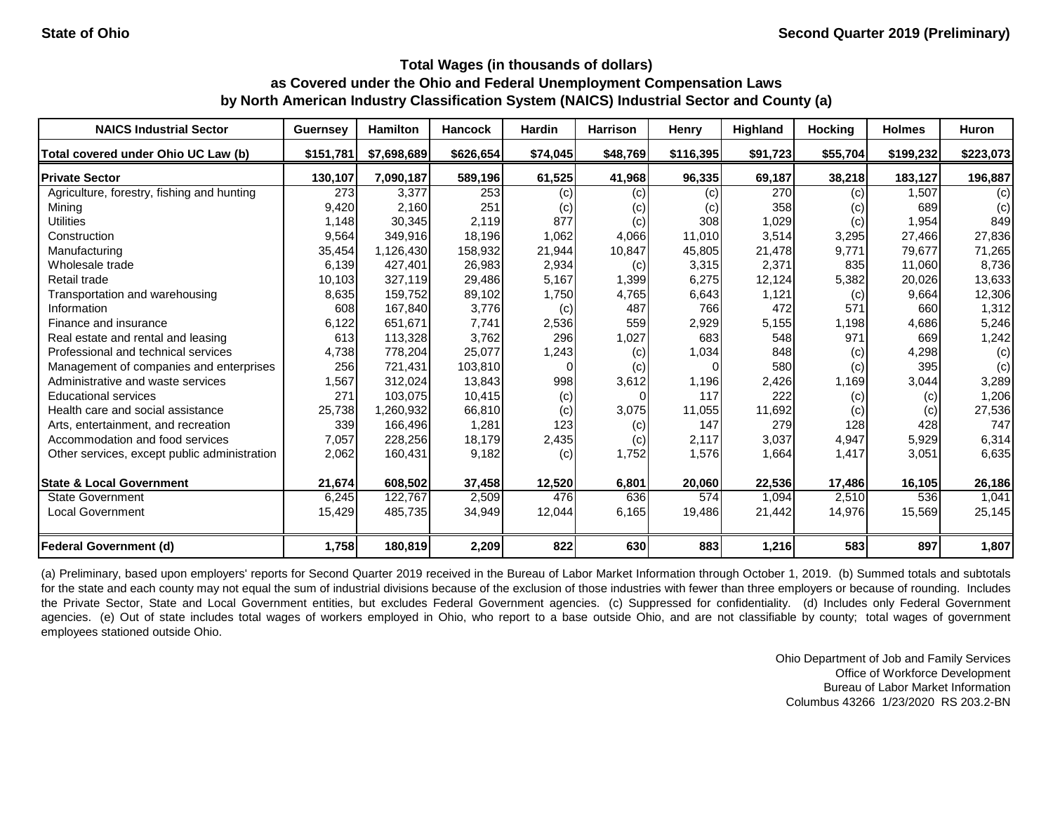State of Ohio

Second Quarter 2019 (Preliminary)

**Total Wages (in thousands of dollars) as Covered under the Ohio and Federal Unemployment Compensation Laws by North American Industry Classification System (NAICS) Industrial Sector and County (a)**

| NAICS Industrial Sector | Guernsey | Hamilton | Hancock | Hardin | Harrison | Henry | Highland | Hocking | Holmes | Huron |
|---|---|---|---|---|---|---|---|---|---|---|
| **Total covered under Ohio UC Law (b)** | **$151,781** | **$7,698,689** | **$626,654** | **$74,045** | **$48,769** | **$116,395** | **$91,723** | **$55,704** | **$199,232** | **$223,073** |
| **Private Sector** | **130,107** | **7,090,187** | **589,196** | **61,525** | **41,968** | **96,335** | **69,187** | **38,218** | **183,127** | **196,887** |
| Agriculture, forestry, fishing and hunting | 273 | 3,377 | 253 | (c) | (c) | (c) | 270 | (c) | 1,507 | (c) |
| Mining | 9,420 | 2,160 | 251 | (c) | (c) | (c) | 358 | (c) | 689 | (c) |
| Utilities | 1,148 | 30,345 | 2,119 | 877 | (c) | 308 | 1,029 | (c) | 1,954 | 849 |
| Construction | 9,564 | 349,916 | 18,196 | 1,062 | 4,066 | 11,010 | 3,514 | 3,295 | 27,466 | 27,836 |
| Manufacturing | 35,454 | 1,126,430 | 158,932 | 21,944 | 10,847 | 45,805 | 21,478 | 9,771 | 79,677 | 71,265 |
| Wholesale trade | 6,139 | 427,401 | 26,983 | 2,934 | (c) | 3,315 | 2,371 | 835 | 11,060 | 8,736 |
| Retail trade | 10,103 | 327,119 | 29,486 | 5,167 | 1,399 | 6,275 | 12,124 | 5,382 | 20,026 | 13,633 |
| Transportation and warehousing | 8,635 | 159,752 | 89,102 | 1,750 | 4,765 | 6,643 | 1,121 | (c) | 9,664 | 12,306 |
| Information | 608 | 167,840 | 3,776 | (c) | 487 | 766 | 472 | 571 | 660 | 1,312 |
| Finance and insurance | 6,122 | 651,671 | 7,741 | 2,536 | 559 | 2,929 | 5,155 | 1,198 | 4,686 | 5,246 |
| Real estate and rental and leasing | 613 | 113,328 | 3,762 | 296 | 1,027 | 683 | 548 | 971 | 669 | 1,242 |
| Professional and technical services | 4,738 | 778,204 | 25,077 | 1,243 | (c) | 1,034 | 848 | (c) | 4,298 | (c) |
| Management of companies and enterprises | 256 | 721,431 | 103,810 | 0 | (c) | 0 | 580 | (c) | 395 | (c) |
| Administrative and waste services | 1,567 | 312,024 | 13,843 | 998 | 3,612 | 1,196 | 2,426 | 1,169 | 3,044 | 3,289 |
| Educational services | 271 | 103,075 | 10,415 | (c) | 0 | 117 | 222 | (c) | (c) | 1,206 |
| Health care and social assistance | 25,738 | 1,260,932 | 66,810 | (c) | 3,075 | 11,055 | 11,692 | (c) | (c) | 27,536 |
| Arts, entertainment, and recreation | 339 | 166,496 | 1,281 | 123 | (c) | 147 | 279 | 128 | 428 | 747 |
| Accommodation and food services | 7,057 | 228,256 | 18,179 | 2,435 | (c) | 2,117 | 3,037 | 4,947 | 5,929 | 6,314 |
| Other services, except public administration | 2,062 | 160,431 | 9,182 | (c) | 1,752 | 1,576 | 1,664 | 1,417 | 3,051 | 6,635 |
| **State & Local Government** | **21,674** | **608,502** | **37,458** | **12,520** | **6,801** | **20,060** | **22,536** | **17,486** | **16,105** | **26,186** |
| State Government | 6,245 | 122,767 | 2,509 | 476 | 636 | 574 | 1,094 | 2,510 | 536 | 1,041 |
| Local Government | 15,429 | 485,735 | 34,949 | 12,044 | 6,165 | 19,486 | 21,442 | 14,976 | 15,569 | 25,145 |
| **Federal Government (d)** | **1,758** | **180,819** | **2,209** | **822** | **630** | **883** | **1,216** | **583** | **897** | **1,807** |

(a) Preliminary, based upon employers' reports for Second Quarter 2019 received in the Bureau of Labor Market Information through October 1, 2019. (b) Summed totals and subtotals for the state and each county may not equal the sum of industrial divisions because of the exclusion of those industries with fewer than three employers or because of rounding. Includes the Private Sector, State and Local Government entities, but excludes Federal Government agencies. (c) Suppressed for confidentiality. (d) Includes only Federal Government agencies. (e) Out of state includes total wages of workers employed in Ohio, who report to a base outside Ohio, and are not classifiable by county; total wages of government employees stationed outside Ohio.

Ohio Department of Job and Family Services
Office of Workforce Development
Bureau of Labor Market Information
Columbus 43266 1/23/2020 RS 203.2-BN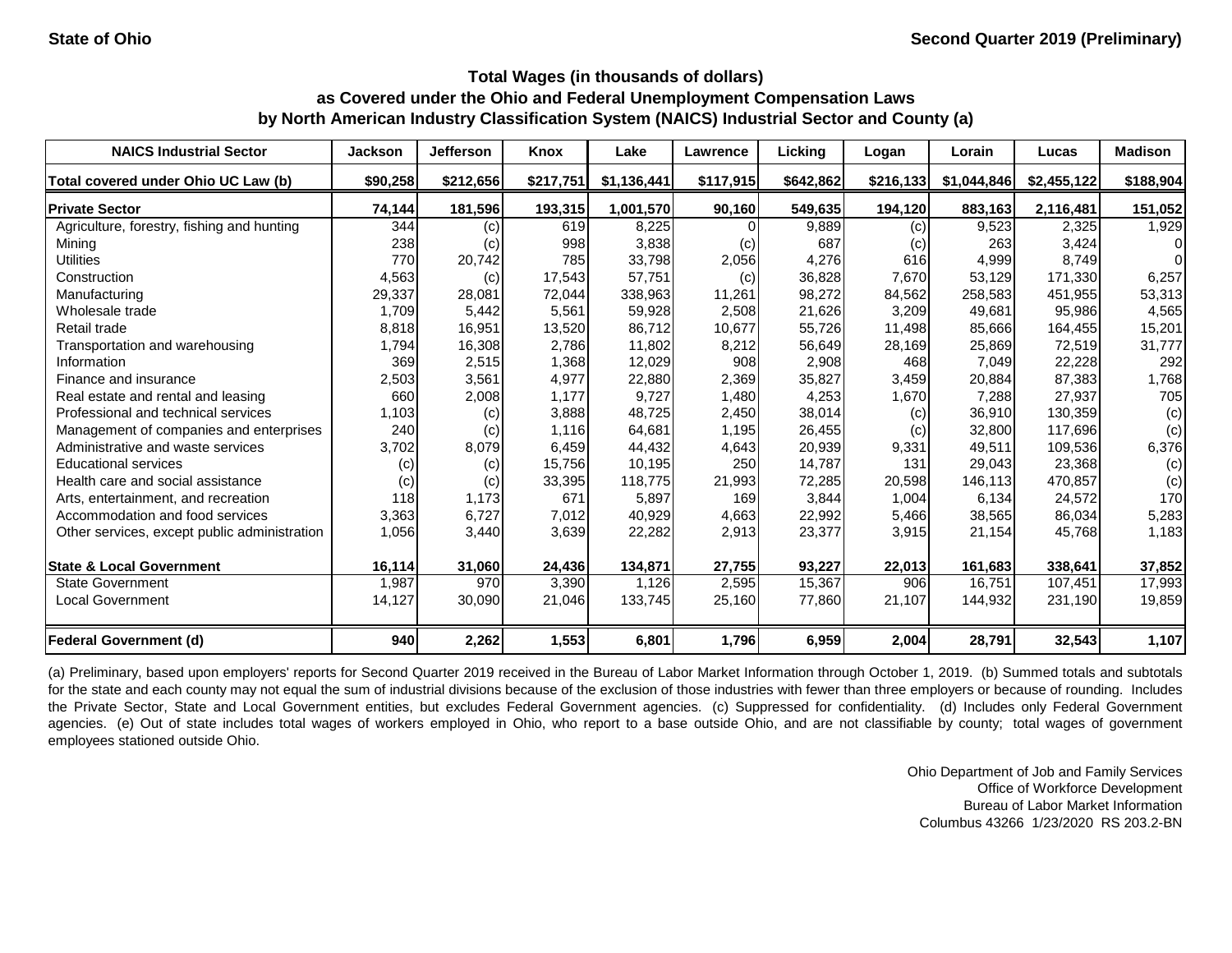State of Ohio — Second Quarter 2019 (Preliminary)

### Total Wages (in thousands of dollars) as Covered under the Ohio and Federal Unemployment Compensation Laws by North American Industry Classification System (NAICS) Industrial Sector and County (a)

| NAICS Industrial Sector | Jackson | Jefferson | Knox | Lake | Lawrence | Licking | Logan | Lorain | Lucas | Madison |
|---|---|---|---|---|---|---|---|---|---|---|
| **Total covered under Ohio UC Law (b)** | **$90,258** | **$212,656** | **$217,751** | **$1,136,441** | **$117,915** | **$642,862** | **$216,133** | **$1,044,846** | **$2,455,122** | **$188,904** |
| **Private Sector** | **74,144** | **181,596** | **193,315** | **1,001,570** | **90,160** | **549,635** | **194,120** | **883,163** | **2,116,481** | **151,052** |
| Agriculture, forestry, fishing and hunting | 344 | (c) | 619 | 8,225 | 0 | 9,889 | (c) | 9,523 | 2,325 | 1,929 |
| Mining | 238 | (c) | 998 | 3,838 | (c) | 687 | (c) | 263 | 3,424 | 0 |
| Utilities | 770 | 20,742 | 785 | 33,798 | 2,056 | 4,276 | 616 | 4,999 | 8,749 | 0 |
| Construction | 4,563 | (c) | 17,543 | 57,751 | (c) | 36,828 | 7,670 | 53,129 | 171,330 | 6,257 |
| Manufacturing | 29,337 | 28,081 | 72,044 | 338,963 | 11,261 | 98,272 | 84,562 | 258,583 | 451,955 | 53,313 |
| Wholesale trade | 1,709 | 5,442 | 5,561 | 59,928 | 2,508 | 21,626 | 3,209 | 49,681 | 95,986 | 4,565 |
| Retail trade | 8,818 | 16,951 | 13,520 | 86,712 | 10,677 | 55,726 | 11,498 | 85,666 | 164,455 | 15,201 |
| Transportation and warehousing | 1,794 | 16,308 | 2,786 | 11,802 | 8,212 | 56,649 | 28,169 | 25,869 | 72,519 | 31,777 |
| Information | 369 | 2,515 | 1,368 | 12,029 | 908 | 2,908 | 468 | 7,049 | 22,228 | 292 |
| Finance and insurance | 2,503 | 3,561 | 4,977 | 22,880 | 2,369 | 35,827 | 3,459 | 20,884 | 87,383 | 1,768 |
| Real estate and rental and leasing | 660 | 2,008 | 1,177 | 9,727 | 1,480 | 4,253 | 1,670 | 7,288 | 27,937 | 705 |
| Professional and technical services | 1,103 | (c) | 3,888 | 48,725 | 2,450 | 38,014 | (c) | 36,910 | 130,359 | (c) |
| Management of companies and enterprises | 240 | (c) | 1,116 | 64,681 | 1,195 | 26,455 | (c) | 32,800 | 117,696 | (c) |
| Administrative and waste services | 3,702 | 8,079 | 6,459 | 44,432 | 4,643 | 20,939 | 9,331 | 49,511 | 109,536 | 6,376 |
| Educational services | (c) | (c) | 15,756 | 10,195 | 250 | 14,787 | 131 | 29,043 | 23,368 | (c) |
| Health care and social assistance | (c) | (c) | 33,395 | 118,775 | 21,993 | 72,285 | 20,598 | 146,113 | 470,857 | (c) |
| Arts, entertainment, and recreation | 118 | 1,173 | 671 | 5,897 | 169 | 3,844 | 1,004 | 6,134 | 24,572 | 170 |
| Accommodation and food services | 3,363 | 6,727 | 7,012 | 40,929 | 4,663 | 22,992 | 5,466 | 38,565 | 86,034 | 5,283 |
| Other services, except public administration | 1,056 | 3,440 | 3,639 | 22,282 | 2,913 | 23,377 | 3,915 | 21,154 | 45,768 | 1,183 |
| **State & Local Government** | **16,114** | **31,060** | **24,436** | **134,871** | **27,755** | **93,227** | **22,013** | **161,683** | **338,641** | **37,852** |
| State Government | 1,987 | 970 | 3,390 | 1,126 | 2,595 | 15,367 | 906 | 16,751 | 107,451 | 17,993 |
| Local Government | 14,127 | 30,090 | 21,046 | 133,745 | 25,160 | 77,860 | 21,107 | 144,932 | 231,190 | 19,859 |
| **Federal Government (d)** | **940** | **2,262** | **1,553** | **6,801** | **1,796** | **6,959** | **2,004** | **28,791** | **32,543** | **1,107** |

(a) Preliminary, based upon employers' reports for Second Quarter 2019 received in the Bureau of Labor Market Information through October 1, 2019. (b) Summed totals and subtotals for the state and each county may not equal the sum of industrial divisions because of the exclusion of those industries with fewer than three employers or because of rounding. Includes the Private Sector, State and Local Government entities, but excludes Federal Government agencies. (c) Suppressed for confidentiality. (d) Includes only Federal Government agencies. (e) Out of state includes total wages of workers employed in Ohio, who report to a base outside Ohio, and are not classifiable by county; total wages of government employees stationed outside Ohio.

Ohio Department of Job and Family Services
Office of Workforce Development
Bureau of Labor Market Information
Columbus 43266 1/23/2020 RS 203.2-BN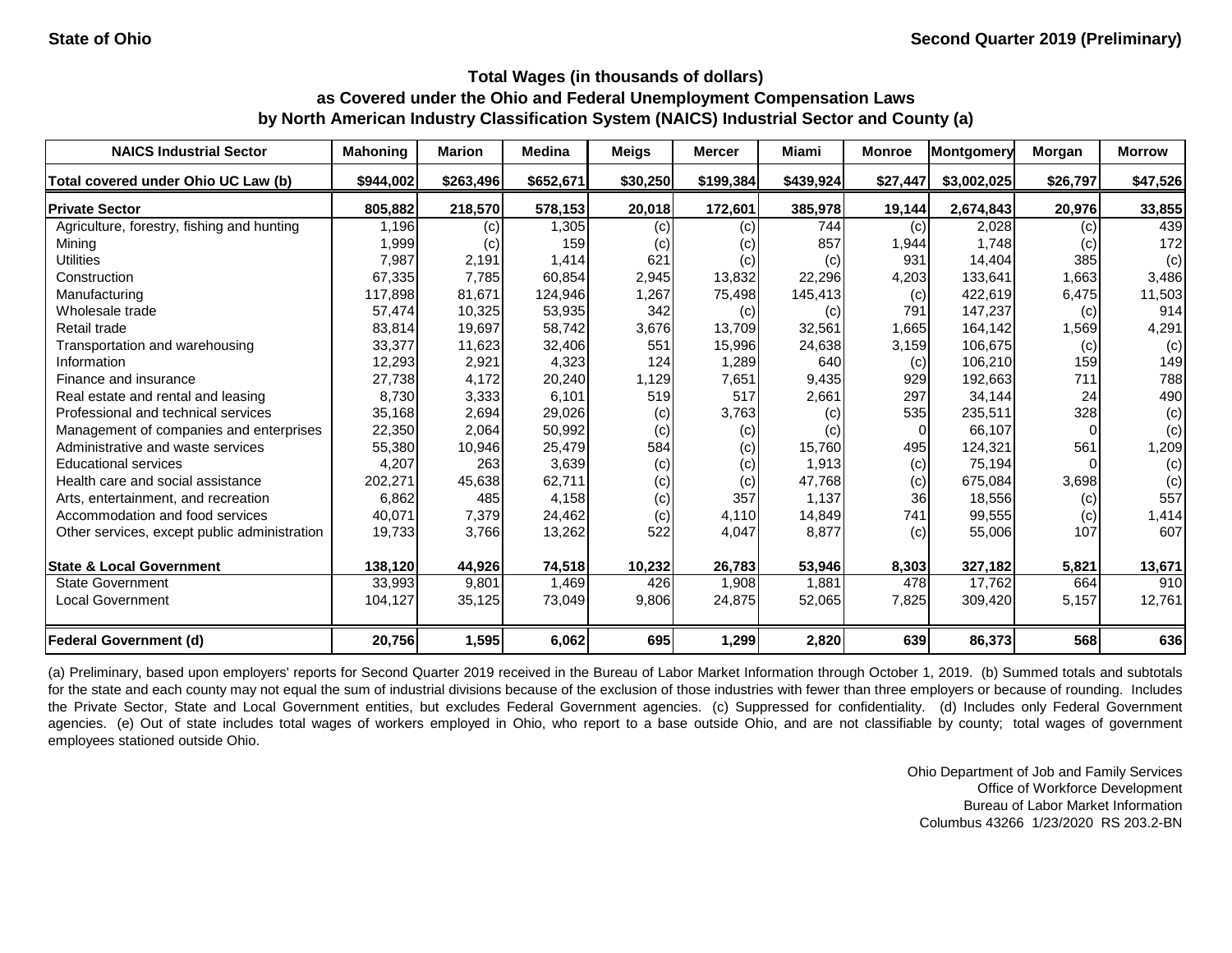**State of Ohio** **Second Quarter 2019 (Preliminary)**

### Total Wages (in thousands of dollars) as Covered under the Ohio and Federal Unemployment Compensation Laws by North American Industry Classification System (NAICS) Industrial Sector and County (a)

| NAICS Industrial Sector | Mahoning | Marion | Medina | Meigs | Mercer | Miami | Monroe | Montgomery | Morgan | Morrow |
|---|---|---|---|---|---|---|---|---|---|---|
| Total covered under Ohio UC Law (b) | $944,002 | $263,496 | $652,671 | $30,250 | $199,384 | $439,924 | $27,447 | $3,002,025 | $26,797 | $47,526 |
| **Private Sector** | 805,882 | 218,570 | 578,153 | 20,018 | 172,601 | 385,978 | 19,144 | 2,674,843 | 20,976 | 33,855 |
| Agriculture, forestry, fishing and hunting | 1,196 | (c) | 1,305 | (c) | (c) | 744 | (c) | 2,028 | (c) | 439 |
| Mining | 1,999 | (c) | 159 | (c) | (c) | 857 | 1,944 | 1,748 | (c) | 172 |
| Utilities | 7,987 | 2,191 | 1,414 | 621 | (c) | (c) | 931 | 14,404 | 385 | (c) |
| Construction | 67,335 | 7,785 | 60,854 | 2,945 | 13,832 | 22,296 | 4,203 | 133,641 | 1,663 | 3,486 |
| Manufacturing | 117,898 | 81,671 | 124,946 | 1,267 | 75,498 | 145,413 | (c) | 422,619 | 6,475 | 11,503 |
| Wholesale trade | 57,474 | 10,325 | 53,935 | 342 | (c) | (c) | 791 | 147,237 | (c) | 914 |
| Retail trade | 83,814 | 19,697 | 58,742 | 3,676 | 13,709 | 32,561 | 1,665 | 164,142 | 1,569 | 4,291 |
| Transportation and warehousing | 33,377 | 11,623 | 32,406 | 551 | 15,996 | 24,638 | 3,159 | 106,675 | (c) | (c) |
| Information | 12,293 | 2,921 | 4,323 | 124 | 1,289 | 640 | (c) | 106,210 | 159 | 149 |
| Finance and insurance | 27,738 | 4,172 | 20,240 | 1,129 | 7,651 | 9,435 | 929 | 192,663 | 711 | 788 |
| Real estate and rental and leasing | 8,730 | 3,333 | 6,101 | 519 | 517 | 2,661 | 297 | 34,144 | 24 | 490 |
| Professional and technical services | 35,168 | 2,694 | 29,026 | (c) | 3,763 | (c) | 535 | 235,511 | 328 | (c) |
| Management of companies and enterprises | 22,350 | 2,064 | 50,992 | (c) | (c) | (c) | 0 | 66,107 | 0 | (c) |
| Administrative and waste services | 55,380 | 10,946 | 25,479 | 584 | (c) | 15,760 | 495 | 124,321 | 561 | 1,209 |
| Educational services | 4,207 | 263 | 3,639 | (c) | (c) | 1,913 | (c) | 75,194 | 0 | (c) |
| Health care and social assistance | 202,271 | 45,638 | 62,711 | (c) | (c) | 47,768 | (c) | 675,084 | 3,698 | (c) |
| Arts, entertainment, and recreation | 6,862 | 485 | 4,158 | (c) | 357 | 1,137 | 36 | 18,556 | (c) | 557 |
| Accommodation and food services | 40,071 | 7,379 | 24,462 | (c) | 4,110 | 14,849 | 741 | 99,555 | (c) | 1,414 |
| Other services, except public administration | 19,733 | 3,766 | 13,262 | 522 | 4,047 | 8,877 | (c) | 55,006 | 107 | 607 |
| **State & Local Government** | 138,120 | 44,926 | 74,518 | 10,232 | 26,783 | 53,946 | 8,303 | 327,182 | 5,821 | 13,671 |
| State Government | 33,993 | 9,801 | 1,469 | 426 | 1,908 | 1,881 | 478 | 17,762 | 664 | 910 |
| Local Government | 104,127 | 35,125 | 73,049 | 9,806 | 24,875 | 52,065 | 7,825 | 309,420 | 5,157 | 12,761 |
| **Federal Government (d)** | 20,756 | 1,595 | 6,062 | 695 | 1,299 | 2,820 | 639 | 86,373 | 568 | 636 |

(a) Preliminary, based upon employers' reports for Second Quarter 2019 received in the Bureau of Labor Market Information through October 1, 2019. (b) Summed totals and subtotals for the state and each county may not equal the sum of industrial divisions because of the exclusion of those industries with fewer than three employers or because of rounding. Includes the Private Sector, State and Local Government entities, but excludes Federal Government agencies. (c) Suppressed for confidentiality. (d) Includes only Federal Government agencies. (e) Out of state includes total wages of workers employed in Ohio, who report to a base outside Ohio, and are not classifiable by county; total wages of government employees stationed outside Ohio.

Ohio Department of Job and Family Services
Office of Workforce Development
Bureau of Labor Market Information
Columbus 43266 1/23/2020 RS 203.2-BN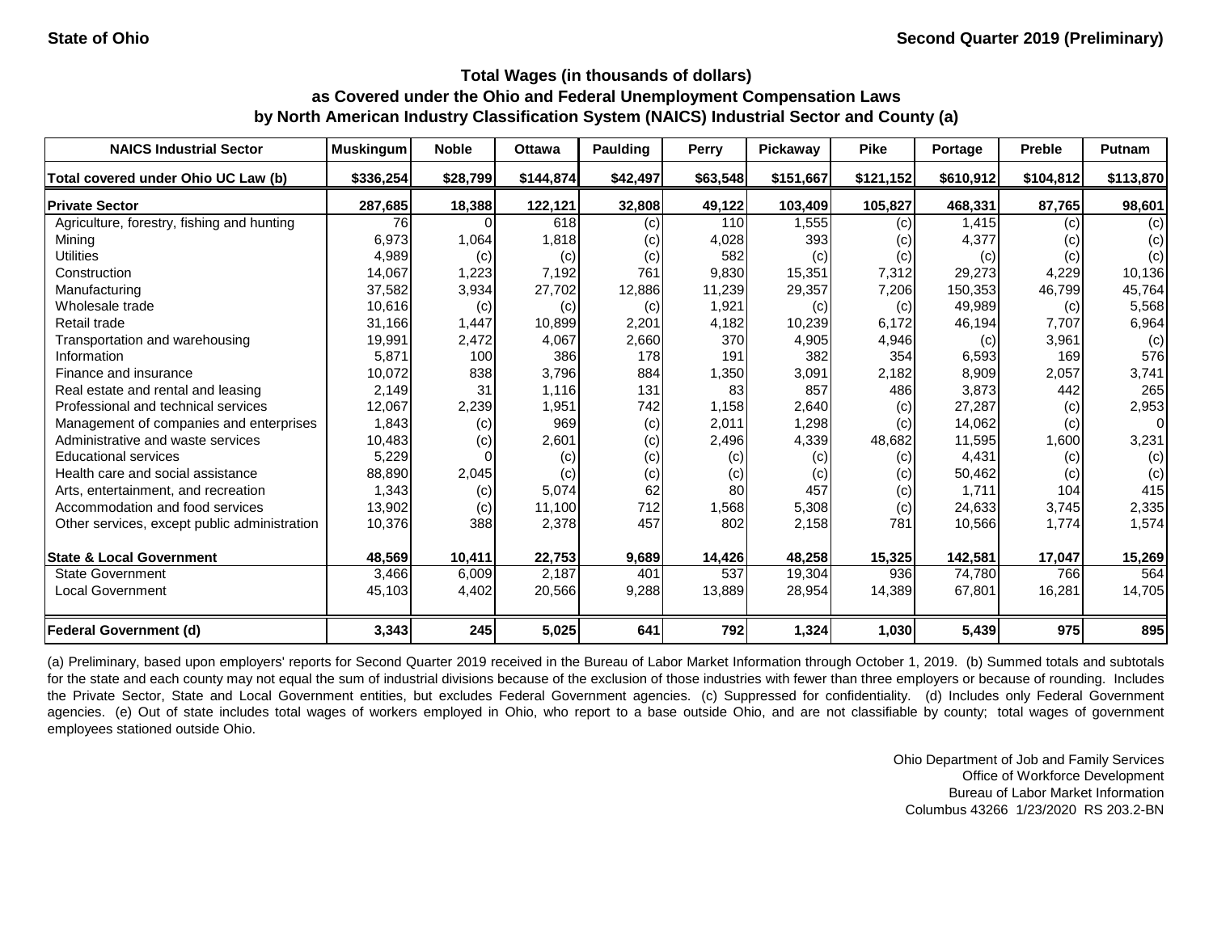**State of Ohio** **Second Quarter 2019 (Preliminary)**

### Total Wages (in thousands of dollars) as Covered under the Ohio and Federal Unemployment Compensation Laws by North American Industry Classification System (NAICS) Industrial Sector and County (a)

| NAICS Industrial Sector | Muskingum | Noble | Ottawa | Paulding | Perry | Pickaway | Pike | Portage | Preble | Putnam |
|---|---|---|---|---|---|---|---|---|---|---|
| Total covered under Ohio UC Law (b) | $336,254 | $28,799 | $144,874 | $42,497 | $63,548 | $151,667 | $121,152 | $610,912 | $104,812 | $113,870 |
| **Private Sector** | **287,685** | **18,388** | **122,121** | **32,808** | **49,122** | **103,409** | **105,827** | **468,331** | **87,765** | **98,601** |
| Agriculture, forestry, fishing and hunting | 76 | 0 | 618 | (c) | 110 | 1,555 | (c) | 1,415 | (c) | (c) |
| Mining | 6,973 | 1,064 | 1,818 | (c) | 4,028 | 393 | (c) | 4,377 | (c) | (c) |
| Utilities | 4,989 | (c) | (c) | (c) | 582 | (c) | (c) | (c) | (c) | (c) |
| Construction | 14,067 | 1,223 | 7,192 | 761 | 9,830 | 15,351 | 7,312 | 29,273 | 4,229 | 10,136 |
| Manufacturing | 37,582 | 3,934 | 27,702 | 12,886 | 11,239 | 29,357 | 7,206 | 150,353 | 46,799 | 45,764 |
| Wholesale trade | 10,616 | (c) | (c) | (c) | 1,921 | (c) | (c) | 49,989 | (c) | 5,568 |
| Retail trade | 31,166 | 1,447 | 10,899 | 2,201 | 4,182 | 10,239 | 6,172 | 46,194 | 7,707 | 6,964 |
| Transportation and warehousing | 19,991 | 2,472 | 4,067 | 2,660 | 370 | 4,905 | 4,946 | (c) | 3,961 | (c) |
| Information | 5,871 | 100 | 386 | 178 | 191 | 382 | 354 | 6,593 | 169 | 576 |
| Finance and insurance | 10,072 | 838 | 3,796 | 884 | 1,350 | 3,091 | 2,182 | 8,909 | 2,057 | 3,741 |
| Real estate and rental and leasing | 2,149 | 31 | 1,116 | 131 | 83 | 857 | 486 | 3,873 | 442 | 265 |
| Professional and technical services | 12,067 | 2,239 | 1,951 | 742 | 1,158 | 2,640 | (c) | 27,287 | (c) | 2,953 |
| Management of companies and enterprises | 1,843 | (c) | 969 | (c) | 2,011 | 1,298 | (c) | 14,062 | (c) | 0 |
| Administrative and waste services | 10,483 | (c) | 2,601 | (c) | 2,496 | 4,339 | 48,682 | 11,595 | 1,600 | 3,231 |
| Educational services | 5,229 | 0 | (c) | (c) | (c) | (c) | (c) | 4,431 | (c) | (c) |
| Health care and social assistance | 88,890 | 2,045 | (c) | (c) | (c) | (c) | (c) | 50,462 | (c) | (c) |
| Arts, entertainment, and recreation | 1,343 | (c) | 5,074 | 62 | 80 | 457 | (c) | 1,711 | 104 | 415 |
| Accommodation and food services | 13,902 | (c) | 11,100 | 712 | 1,568 | 5,308 | (c) | 24,633 | 3,745 | 2,335 |
| Other services, except public administration | 10,376 | 388 | 2,378 | 457 | 802 | 2,158 | 781 | 10,566 | 1,774 | 1,574 |
| **State & Local Government** | **48,569** | **10,411** | **22,753** | **9,689** | **14,426** | **48,258** | **15,325** | **142,581** | **17,047** | **15,269** |
| State Government | 3,466 | 6,009 | 2,187 | 401 | 537 | 19,304 | 936 | 74,780 | 766 | 564 |
| Local Government | 45,103 | 4,402 | 20,566 | 9,288 | 13,889 | 28,954 | 14,389 | 67,801 | 16,281 | 14,705 |
| **Federal Government (d)** | **3,343** | **245** | **5,025** | **641** | **792** | **1,324** | **1,030** | **5,439** | **975** | **895** |

(a) Preliminary, based upon employers' reports for Second Quarter 2019 received in the Bureau of Labor Market Information through October 1, 2019. (b) Summed totals and subtotals for the state and each county may not equal the sum of industrial divisions because of the exclusion of those industries with fewer than three employers or because of rounding. Includes the Private Sector, State and Local Government entities, but excludes Federal Government agencies. (c) Suppressed for confidentiality. (d) Includes only Federal Government agencies. (e) Out of state includes total wages of workers employed in Ohio, who report to a base outside Ohio, and are not classifiable by county; total wages of government employees stationed outside Ohio.

Ohio Department of Job and Family Services
Office of Workforce Development
Bureau of Labor Market Information
Columbus 43266 1/23/2020 RS 203.2-BN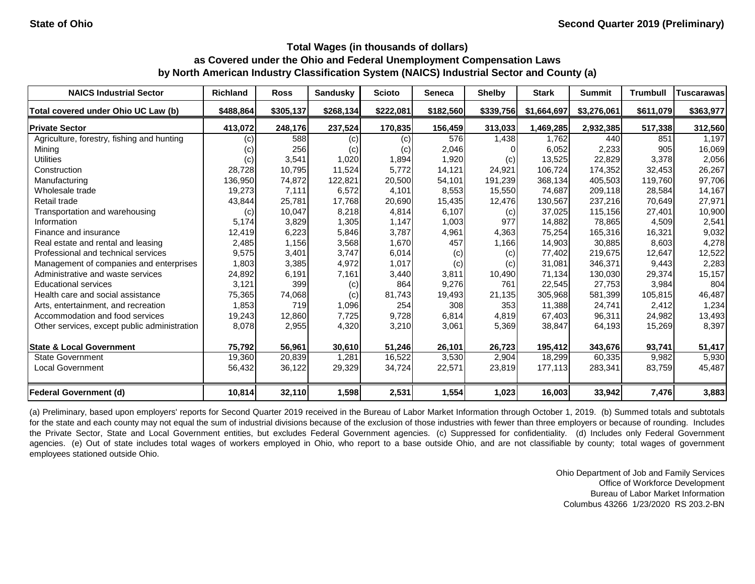**State of Ohio** **Second Quarter 2019 (Preliminary)**

### Total Wages (in thousands of dollars) as Covered under the Ohio and Federal Unemployment Compensation Laws by North American Industry Classification System (NAICS) Industrial Sector and County (a)

| NAICS Industrial Sector | Richland | Ross | Sandusky | Scioto | Seneca | Shelby | Stark | Summit | Trumbull | Tuscarawas |
|---|---|---|---|---|---|---|---|---|---|---|
| Total covered under Ohio UC Law (b) | $488,864 | $305,137 | $268,134 | $222,081 | $182,560 | $339,756 | $1,664,697 | $3,276,061 | $611,079 | $363,977 |
| **Private Sector** | 413,072 | 248,176 | 237,524 | 170,835 | 156,459 | 313,033 | 1,469,285 | 2,932,385 | 517,338 | 312,560 |
| Agriculture, forestry, fishing and hunting | (c) | 588 | (c) | (c) | 576 | 1,438 | 1,762 | 440 | 851 | 1,197 |
| Mining | (c) | 256 | (c) | (c) | 2,046 | 0 | 6,052 | 2,233 | 905 | 16,069 |
| Utilities | (c) | 3,541 | 1,020 | 1,894 | 1,920 | (c) | 13,525 | 22,829 | 3,378 | 2,056 |
| Construction | 28,728 | 10,795 | 11,524 | 5,772 | 14,121 | 24,921 | 106,724 | 174,352 | 32,453 | 26,267 |
| Manufacturing | 136,950 | 74,872 | 122,821 | 20,500 | 54,101 | 191,239 | 368,134 | 405,503 | 119,760 | 97,706 |
| Wholesale trade | 19,273 | 7,111 | 6,572 | 4,101 | 8,553 | 15,550 | 74,687 | 209,118 | 28,584 | 14,167 |
| Retail trade | 43,844 | 25,781 | 17,768 | 20,690 | 15,435 | 12,476 | 130,567 | 237,216 | 70,649 | 27,971 |
| Transportation and warehousing | (c) | 10,047 | 8,218 | 4,814 | 6,107 | (c) | 37,025 | 115,156 | 27,401 | 10,900 |
| Information | 5,174 | 3,829 | 1,305 | 1,147 | 1,003 | 977 | 14,882 | 78,865 | 4,509 | 2,541 |
| Finance and insurance | 12,419 | 6,223 | 5,846 | 3,787 | 4,961 | 4,363 | 75,254 | 165,316 | 16,321 | 9,032 |
| Real estate and rental and leasing | 2,485 | 1,156 | 3,568 | 1,670 | 457 | 1,166 | 14,903 | 30,885 | 8,603 | 4,278 |
| Professional and technical services | 9,575 | 3,401 | 3,747 | 6,014 | (c) | (c) | 77,402 | 219,675 | 12,647 | 12,522 |
| Management of companies and enterprises | 1,803 | 3,385 | 4,972 | 1,017 | (c) | (c) | 31,081 | 346,371 | 9,443 | 2,283 |
| Administrative and waste services | 24,892 | 6,191 | 7,161 | 3,440 | 3,811 | 10,490 | 71,134 | 130,030 | 29,374 | 15,157 |
| Educational services | 3,121 | 399 | (c) | 864 | 9,276 | 761 | 22,545 | 27,753 | 3,984 | 804 |
| Health care and social assistance | 75,365 | 74,068 | (c) | 81,743 | 19,493 | 21,135 | 305,968 | 581,399 | 105,815 | 46,487 |
| Arts, entertainment, and recreation | 1,853 | 719 | 1,096 | 254 | 308 | 353 | 11,388 | 24,741 | 2,412 | 1,234 |
| Accommodation and food services | 19,243 | 12,860 | 7,725 | 9,728 | 6,814 | 4,819 | 67,403 | 96,311 | 24,982 | 13,493 |
| Other services, except public administration | 8,078 | 2,955 | 4,320 | 3,210 | 3,061 | 5,369 | 38,847 | 64,193 | 15,269 | 8,397 |
| **State & Local Government** | 75,792 | 56,961 | 30,610 | 51,246 | 26,101 | 26,723 | 195,412 | 343,676 | 93,741 | 51,417 |
| State Government | 19,360 | 20,839 | 1,281 | 16,522 | 3,530 | 2,904 | 18,299 | 60,335 | 9,982 | 5,930 |
| Local Government | 56,432 | 36,122 | 29,329 | 34,724 | 22,571 | 23,819 | 177,113 | 283,341 | 83,759 | 45,487 |
| **Federal Government (d)** | 10,814 | 32,110 | 1,598 | 2,531 | 1,554 | 1,023 | 16,003 | 33,942 | 7,476 | 3,883 |

(a) Preliminary, based upon employers' reports for Second Quarter 2019 received in the Bureau of Labor Market Information through October 1, 2019. (b) Summed totals and subtotals for the state and each county may not equal the sum of industrial divisions because of the exclusion of those industries with fewer than three employers or because of rounding. Includes the Private Sector, State and Local Government entities, but excludes Federal Government agencies. (c) Suppressed for confidentiality. (d) Includes only Federal Government agencies. (e) Out of state includes total wages of workers employed in Ohio, who report to a base outside Ohio, and are not classifiable by county; total wages of government employees stationed outside Ohio.

Ohio Department of Job and Family Services
Office of Workforce Development
Bureau of Labor Market Information
Columbus 43266 1/23/2020 RS 203.2-BN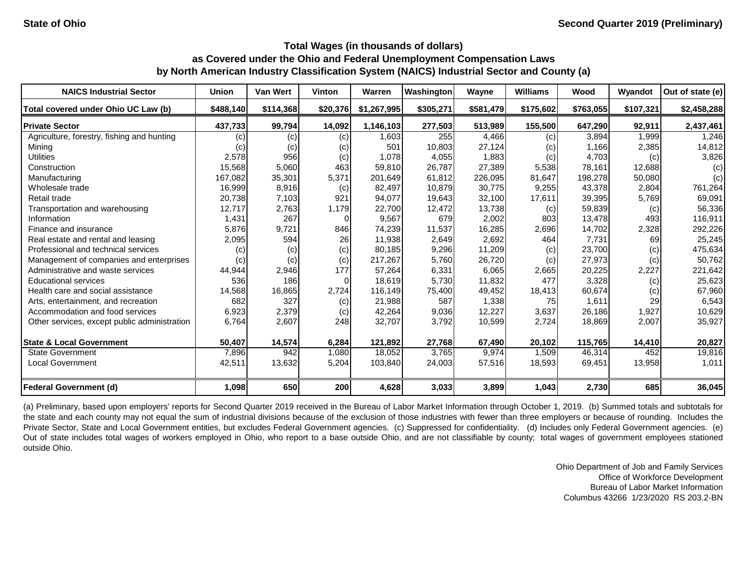**State of Ohio** | **Second Quarter 2019 (Preliminary)**

### Total Wages (in thousands of dollars)
### as Covered under the Ohio and Federal Unemployment Compensation Laws
### by North American Industry Classification System (NAICS) Industrial Sector and County (a)

| NAICS Industrial Sector | Union | Van Wert | Vinton | Warren | Washington | Wayne | Williams | Wood | Wyandot | Out of state (e) |
|---|---|---|---|---|---|---|---|---|---|---|
| **Total covered under Ohio UC Law (b)** | **$488,140** | **$114,368** | **$20,376** | **$1,267,995** | **$305,271** | **$581,479** | **$175,602** | **$763,055** | **$107,321** | **$2,458,288** |
| **Private Sector** | **437,733** | **99,794** | **14,092** | **1,146,103** | **277,503** | **513,989** | **155,500** | **647,290** | **92,911** | **2,437,461** |
| Agriculture, forestry, fishing and hunting | (c) | (c) | (c) | 1,603 | 255 | 4,466 | (c) | 3,894 | 1,999 | 1,246 |
| Mining | (c) | (c) | (c) | 501 | 10,803 | 27,124 | (c) | 1,166 | 2,385 | 14,812 |
| Utilities | 2,578 | 956 | (c) | 1,078 | 4,055 | 1,883 | (c) | 4,703 | (c) | 3,826 |
| Construction | 15,568 | 5,060 | 463 | 59,810 | 26,787 | 27,389 | 5,538 | 78,161 | 12,688 | (c) |
| Manufacturing | 167,082 | 35,301 | 5,371 | 201,649 | 61,812 | 226,095 | 81,647 | 198,278 | 50,080 | (c) |
| Wholesale trade | 16,999 | 8,916 | (c) | 82,497 | 10,879 | 30,775 | 9,255 | 43,378 | 2,804 | 761,264 |
| Retail trade | 20,738 | 7,103 | 921 | 94,077 | 19,643 | 32,100 | 17,611 | 39,395 | 5,769 | 69,091 |
| Transportation and warehousing | 12,717 | 2,763 | 1,179 | 22,700 | 12,472 | 13,738 | (c) | 59,839 | (c) | 56,336 |
| Information | 1,431 | 267 | 0 | 9,567 | 679 | 2,002 | 803 | 13,478 | 493 | 116,911 |
| Finance and insurance | 5,876 | 9,721 | 846 | 74,239 | 11,537 | 16,285 | 2,696 | 14,702 | 2,328 | 292,226 |
| Real estate and rental and leasing | 2,095 | 594 | 26 | 11,938 | 2,649 | 2,692 | 464 | 7,731 | 69 | 25,245 |
| Professional and technical services | (c) | (c) | (c) | 80,185 | 9,296 | 11,209 | (c) | 23,700 | (c) | 475,634 |
| Management of companies and enterprises | (c) | (c) | (c) | 217,267 | 5,760 | 26,720 | (c) | 27,973 | (c) | 50,762 |
| Administrative and waste services | 44,944 | 2,946 | 177 | 57,264 | 6,331 | 6,065 | 2,665 | 20,225 | 2,227 | 221,642 |
| Educational services | 536 | 186 | 0 | 18,619 | 5,730 | 11,832 | 477 | 3,328 | (c) | 25,623 |
| Health care and social assistance | 14,568 | 16,865 | 2,724 | 116,149 | 75,400 | 49,452 | 18,413 | 60,674 | (c) | 67,960 |
| Arts, entertainment, and recreation | 682 | 327 | (c) | 21,988 | 587 | 1,338 | 75 | 1,611 | 29 | 6,543 |
| Accommodation and food services | 6,923 | 2,379 | (c) | 42,264 | 9,036 | 12,227 | 3,637 | 26,186 | 1,927 | 10,629 |
| Other services, except public administration | 6,764 | 2,607 | 248 | 32,707 | 3,792 | 10,599 | 2,724 | 18,869 | 2,007 | 35,927 |
| **State & Local Government** | **50,407** | **14,574** | **6,284** | **121,892** | **27,768** | **67,490** | **20,102** | **115,765** | **14,410** | **20,827** |
| State Government | 7,896 | 942 | 1,080 | 18,052 | 3,765 | 9,974 | 1,509 | 46,314 | 452 | 19,816 |
| Local Government | 42,511 | 13,632 | 5,204 | 103,840 | 24,003 | 57,516 | 18,593 | 69,451 | 13,958 | 1,011 |
| **Federal Government (d)** | **1,098** | **650** | **200** | **4,628** | **3,033** | **3,899** | **1,043** | **2,730** | **685** | **36,045** |

(a) Preliminary, based upon employers' reports for Second Quarter 2019 received in the Bureau of Labor Market Information through October 1, 2019. (b) Summed totals and subtotals for the state and each county may not equal the sum of industrial divisions because of the exclusion of those industries with fewer than three employers or because of rounding. Includes the Private Sector, State and Local Government entities, but excludes Federal Government agencies. (c) Suppressed for confidentiality. (d) Includes only Federal Government agencies. (e) Out of state includes total wages of workers employed in Ohio, who report to a base outside Ohio, and are not classifiable by county; total wages of government employees stationed outside Ohio.

Ohio Department of Job and Family Services
Office of Workforce Development
Bureau of Labor Market Information
Columbus 43266 1/23/2020 RS 203.2-BN